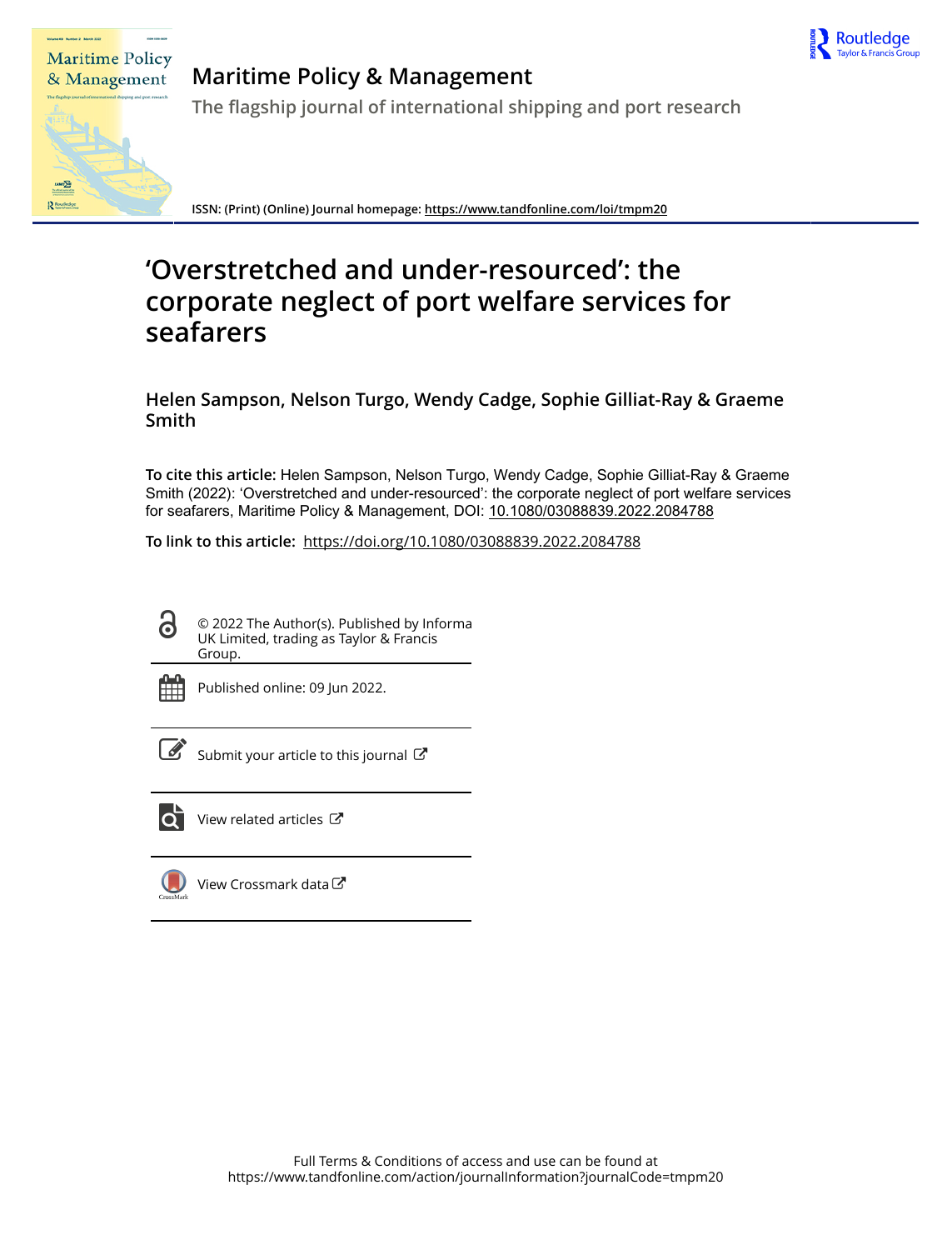# Maritime Policy & Management

The flagship journal of international shipping and port research

ISSN: (Print) (Online) Journal homepage: https://www.tandfonline.com/loi/tmpm20

# 'Overstretched and under-resourced': the corporate neglect of port welfare services for seafarers

**Helen Sampson, Nelson Turgo, Wendy Cadge, Sophie Gilliat-Ray & Graeme Smith**

**To cite this article:** Helen Sampson, Nelson Turgo, Wendy Cadge, Sophie Gilliat-Ray & Graeme Smith (2022): 'Overstretched and under-resourced': the corporate neglect of port welfare services for seafarers, Maritime Policy & Management, DOI: 10.1080/03088839.2022.2084788

**To link to this article:** https://doi.org/10.1080/03088839.2022.2084788

© 2022 The Author(s). Published by Informa UK Limited, trading as Taylor & Francis Group.

Published online: 09 Jun 2022.

Submit your article to this journal

View related articles

View Crossmark data

Full Terms & Conditions of access and use can be found at https://www.tandfonline.com/action/journalInformation?journalCode=tmpm20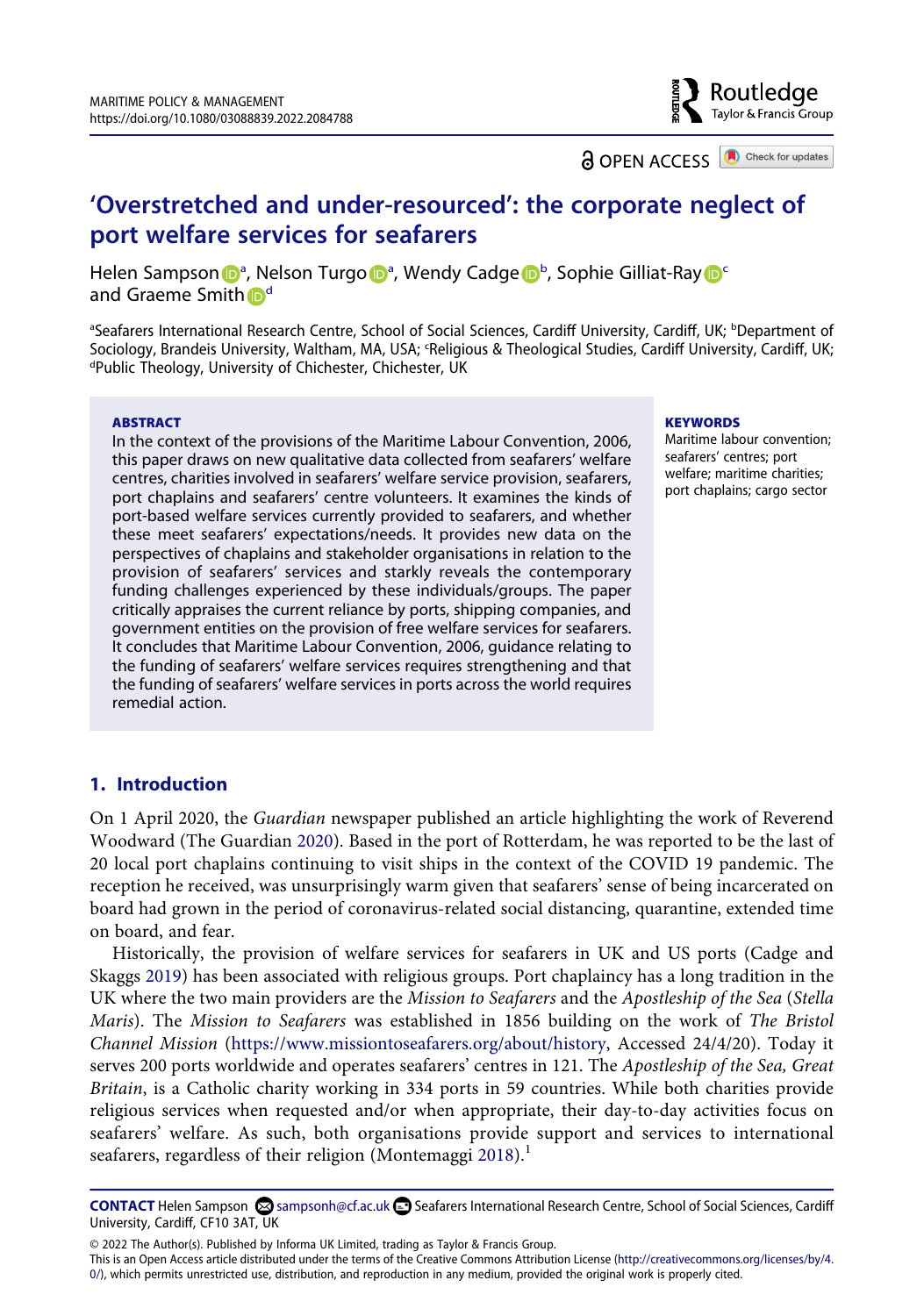# 'Overstretched and under-resourced': the corporate neglect of port welfare services for seafarers

Helen Sampson[a], Nelson Turgo[a], Wendy Cadge[b], Sophie Gilliat-Ray[c] and Graeme Smith[d]

[a]Seafarers International Research Centre, School of Social Sciences, Cardiff University, Cardiff, UK; [b]Department of Sociology, Brandeis University, Waltham, MA, USA; [c]Religious & Theological Studies, Cardiff University, Cardiff, UK; [d]Public Theology, University of Chichester, Chichester, UK

**ABSTRACT**

In the context of the provisions of the Maritime Labour Convention, 2006, this paper draws on new qualitative data collected from seafarers' welfare centres, charities involved in seafarers' welfare service provision, seafarers, port chaplains and seafarers' centre volunteers. It examines the kinds of port-based welfare services currently provided to seafarers, and whether these meet seafarers' expectations/needs. It provides new data on the perspectives of chaplains and stakeholder organisations in relation to the provision of seafarers' services and starkly reveals the contemporary funding challenges experienced by these individuals/groups. The paper critically appraises the current reliance by ports, shipping companies, and government entities on the provision of free welfare services for seafarers. It concludes that Maritime Labour Convention, 2006, guidance relating to the funding of seafarers' welfare services requires strengthening and that the funding of seafarers' welfare services in ports across the world requires remedial action.

**KEYWORDS**

Maritime labour convention; seafarers' centres; port welfare; maritime charities; port chaplains; cargo sector

## 1. Introduction

On 1 April 2020, the *Guardian* newspaper published an article highlighting the work of Reverend Woodward (The Guardian 2020). Based in the port of Rotterdam, he was reported to be the last of 20 local port chaplains continuing to visit ships in the context of the COVID 19 pandemic. The reception he received, was unsurprisingly warm given that seafarers' sense of being incarcerated on board had grown in the period of coronavirus-related social distancing, quarantine, extended time on board, and fear.

Historically, the provision of welfare services for seafarers in UK and US ports (Cadge and Skaggs 2019) has been associated with religious groups. Port chaplaincy has a long tradition in the UK where the two main providers are the *Mission to Seafarers* and the *Apostleship of the Sea* (*Stella Maris*). The *Mission to Seafarers* was established in 1856 building on the work of *The Bristol Channel Mission* (https://www.missiontoseafarers.org/about/history, Accessed 24/4/20). Today it serves 200 ports worldwide and operates seafarers' centres in 121. The *Apostleship of the Sea, Great Britain*, is a Catholic charity working in 334 ports in 59 countries. While both charities provide religious services when requested and/or when appropriate, their day-to-day activities focus on seafarers' welfare. As such, both organisations provide support and services to international seafarers, regardless of their religion (Montemaggi 2018).[1]

**CONTACT** Helen Sampson sampsonh@cf.ac.uk Seafarers International Research Centre, School of Social Sciences, Cardiff University, Cardiff, CF10 3AT, UK

© 2022 The Author(s). Published by Informa UK Limited, trading as Taylor & Francis Group.
This is an Open Access article distributed under the terms of the Creative Commons Attribution License (http://creativecommons.org/licenses/by/4.0/), which permits unrestricted use, distribution, and reproduction in any medium, provided the original work is properly cited.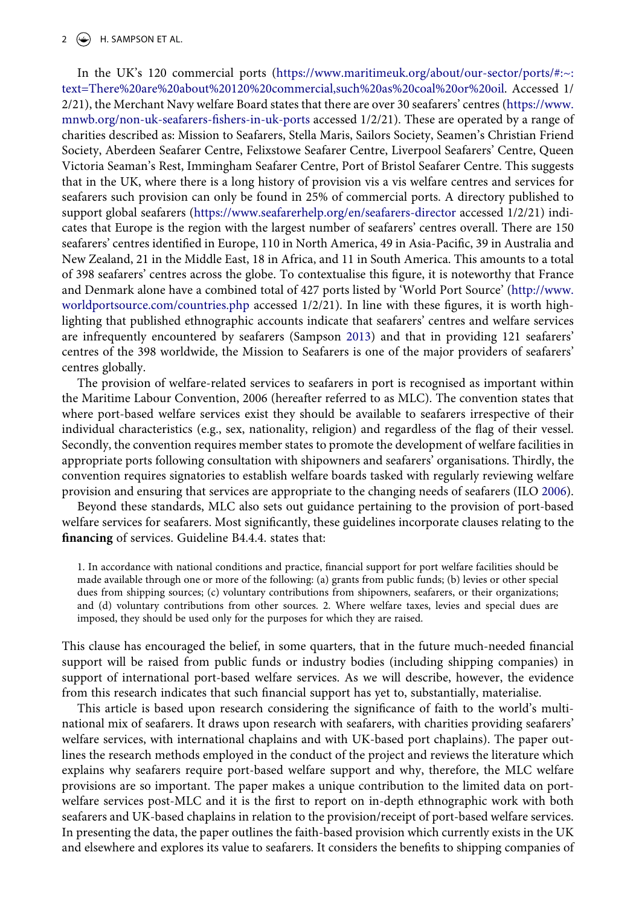In the UK's 120 commercial ports (https://www.maritimeuk.org/about/our-sector/ports/#:~:text=There%20are%20about%20120%20commercial,such%20as%20coal%20or%20oil. Accessed 1/2/21), the Merchant Navy welfare Board states that there are over 30 seafarers' centres (https://www.mnwb.org/non-uk-seafarers-fishers-in-uk-ports accessed 1/2/21). These are operated by a range of charities described as: Mission to Seafarers, Stella Maris, Sailors Society, Seamen's Christian Friend Society, Aberdeen Seafarer Centre, Felixstowe Seafarer Centre, Liverpool Seafarers' Centre, Queen Victoria Seaman's Rest, Immingham Seafarer Centre, Port of Bristol Seafarer Centre. This suggests that in the UK, where there is a long history of provision vis a vis welfare centres and services for seafarers such provision can only be found in 25% of commercial ports. A directory published to support global seafarers (https://www.seafarerhelp.org/en/seafarers-director accessed 1/2/21) indicates that Europe is the region with the largest number of seafarers' centres overall. There are 150 seafarers' centres identified in Europe, 110 in North America, 49 in Asia-Pacific, 39 in Australia and New Zealand, 21 in the Middle East, 18 in Africa, and 11 in South America. This amounts to a total of 398 seafarers' centres across the globe. To contextualise this figure, it is noteworthy that France and Denmark alone have a combined total of 427 ports listed by 'World Port Source' (http://www.worldportsource.com/countries.php accessed 1/2/21). In line with these figures, it is worth highlighting that published ethnographic accounts indicate that seafarers' centres and welfare services are infrequently encountered by seafarers (Sampson 2013) and that in providing 121 seafarers' centres of the 398 worldwide, the Mission to Seafarers is one of the major providers of seafarers' centres globally.

The provision of welfare-related services to seafarers in port is recognised as important within the Maritime Labour Convention, 2006 (hereafter referred to as MLC). The convention states that where port-based welfare services exist they should be available to seafarers irrespective of their individual characteristics (e.g., sex, nationality, religion) and regardless of the flag of their vessel. Secondly, the convention requires member states to promote the development of welfare facilities in appropriate ports following consultation with shipowners and seafarers' organisations. Thirdly, the convention requires signatories to establish welfare boards tasked with regularly reviewing welfare provision and ensuring that services are appropriate to the changing needs of seafarers (ILO 2006).

Beyond these standards, MLC also sets out guidance pertaining to the provision of port-based welfare services for seafarers. Most significantly, these guidelines incorporate clauses relating to the **financing** of services. Guideline B4.4.4. states that:

> 1. In accordance with national conditions and practice, financial support for port welfare facilities should be made available through one or more of the following: (a) grants from public funds; (b) levies or other special dues from shipping sources; (c) voluntary contributions from shipowners, seafarers, or their organizations; and (d) voluntary contributions from other sources. 2. Where welfare taxes, levies and special dues are imposed, they should be used only for the purposes for which they are raised.

This clause has encouraged the belief, in some quarters, that in the future much-needed financial support will be raised from public funds or industry bodies (including shipping companies) in support of international port-based welfare services. As we will describe, however, the evidence from this research indicates that such financial support has yet to, substantially, materialise.

This article is based upon research considering the significance of faith to the world's multinational mix of seafarers. It draws upon research with seafarers, with charities providing seafarers' welfare services, with international chaplains and with UK-based port chaplains). The paper outlines the research methods employed in the conduct of the project and reviews the literature which explains why seafarers require port-based welfare support and why, therefore, the MLC welfare provisions are so important. The paper makes a unique contribution to the limited data on port-welfare services post-MLC and it is the first to report on in-depth ethnographic work with both seafarers and UK-based chaplains in relation to the provision/receipt of port-based welfare services. In presenting the data, the paper outlines the faith-based provision which currently exists in the UK and elsewhere and explores its value to seafarers. It considers the benefits to shipping companies of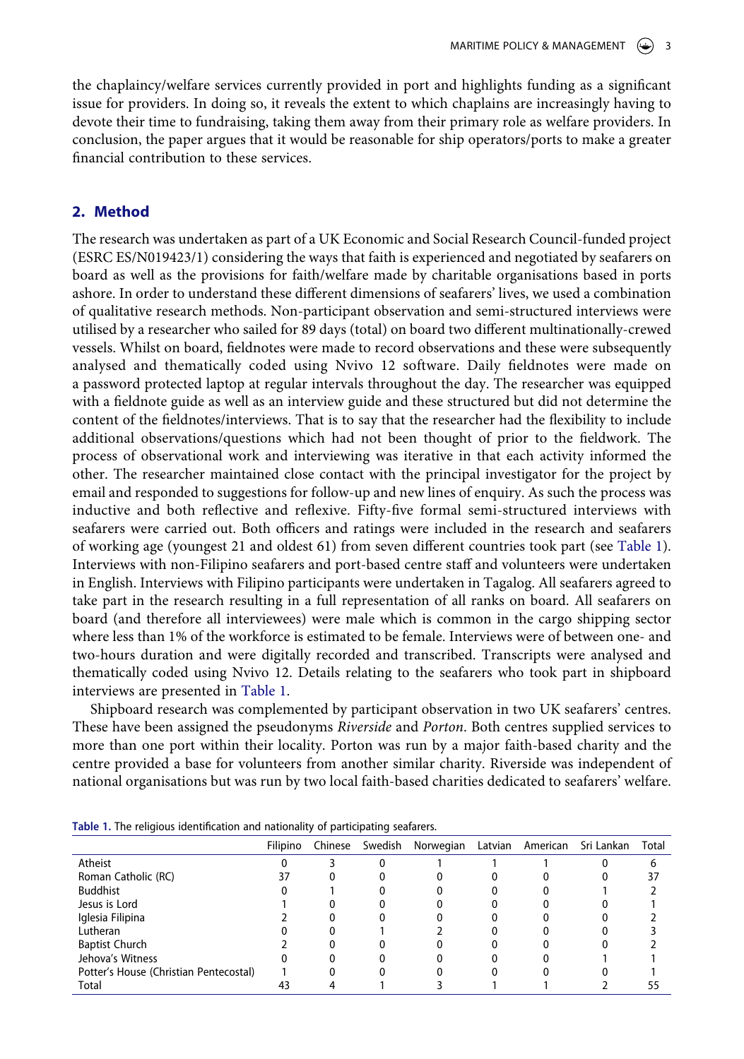the chaplaincy/welfare services currently provided in port and highlights funding as a significant issue for providers. In doing so, it reveals the extent to which chaplains are increasingly having to devote their time to fundraising, taking them away from their primary role as welfare providers. In conclusion, the paper argues that it would be reasonable for ship operators/ports to make a greater financial contribution to these services.

## 2. Method

The research was undertaken as part of a UK Economic and Social Research Council-funded project (ESRC ES/N019423/1) considering the ways that faith is experienced and negotiated by seafarers on board as well as the provisions for faith/welfare made by charitable organisations based in ports ashore. In order to understand these different dimensions of seafarers' lives, we used a combination of qualitative research methods. Non-participant observation and semi-structured interviews were utilised by a researcher who sailed for 89 days (total) on board two different multinationally-crewed vessels. Whilst on board, fieldnotes were made to record observations and these were subsequently analysed and thematically coded using Nvivo 12 software. Daily fieldnotes were made on a password protected laptop at regular intervals throughout the day. The researcher was equipped with a fieldnote guide as well as an interview guide and these structured but did not determine the content of the fieldnotes/interviews. That is to say that the researcher had the flexibility to include additional observations/questions which had not been thought of prior to the fieldwork. The process of observational work and interviewing was iterative in that each activity informed the other. The researcher maintained close contact with the principal investigator for the project by email and responded to suggestions for follow-up and new lines of enquiry. As such the process was inductive and both reflective and reflexive. Fifty-five formal semi-structured interviews with seafarers were carried out. Both officers and ratings were included in the research and seafarers of working age (youngest 21 and oldest 61) from seven different countries took part (see Table 1). Interviews with non-Filipino seafarers and port-based centre staff and volunteers were undertaken in English. Interviews with Filipino participants were undertaken in Tagalog. All seafarers agreed to take part in the research resulting in a full representation of all ranks on board. All seafarers on board (and therefore all interviewees) were male which is common in the cargo shipping sector where less than 1% of the workforce is estimated to be female. Interviews were of between one- and two-hours duration and were digitally recorded and transcribed. Transcripts were analysed and thematically coded using Nvivo 12. Details relating to the seafarers who took part in shipboard interviews are presented in Table 1.

Shipboard research was complemented by participant observation in two UK seafarers' centres. These have been assigned the pseudonyms *Riverside* and *Porton*. Both centres supplied services to more than one port within their locality. Porton was run by a major faith-based charity and the centre provided a base for volunteers from another similar charity. Riverside was independent of national organisations but was run by two local faith-based charities dedicated to seafarers' welfare.

**Table 1.** The religious identification and nationality of participating seafarers.

| | Filipino | Chinese | Swedish | Norwegian | Latvian | American | Sri Lankan | Total |
|---|---|---|---|---|---|---|---|---|
| Atheist | 0 | 3 | 0 | 1 | 1 | 1 | 0 | 6 |
| Roman Catholic (RC) | 37 | 0 | 0 | 0 | 0 | 0 | 0 | 37 |
| Buddhist | 0 | 1 | 0 | 0 | 0 | 0 | 1 | 2 |
| Jesus is Lord | 1 | 0 | 0 | 0 | 0 | 0 | 0 | 1 |
| Iglesia Filipina | 2 | 0 | 0 | 0 | 0 | 0 | 0 | 2 |
| Lutheran | 0 | 0 | 1 | 2 | 0 | 0 | 0 | 3 |
| Baptist Church | 2 | 0 | 0 | 0 | 0 | 0 | 0 | 2 |
| Jehova's Witness | 0 | 0 | 0 | 0 | 0 | 0 | 1 | 1 |
| Potter's House (Christian Pentecostal) | 1 | 0 | 0 | 0 | 0 | 0 | 0 | 1 |
| Total | 43 | 4 | 1 | 3 | 1 | 1 | 2 | 55 |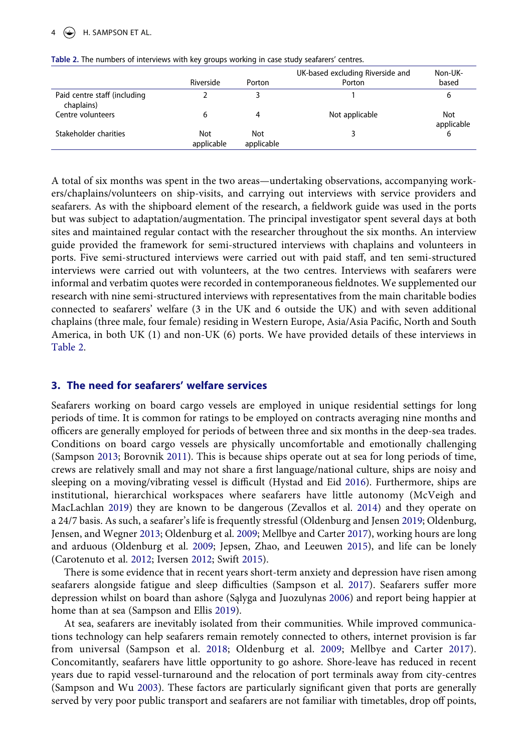Table 2. The numbers of interviews with key groups working in case study seafarers' centres.

| | Riverside | Porton | UK-based excluding Riverside and Porton | Non-UK-based |
|---|---|---|---|---|
| Paid centre staff (including chaplains) | 2 | 3 | 1 | 6 |
| Centre volunteers | 6 | 4 | Not applicable | Not applicable |
| Stakeholder charities | Not applicable | Not applicable | 3 | 6 |

A total of six months was spent in the two areas—undertaking observations, accompanying workers/chaplains/volunteers on ship-visits, and carrying out interviews with service providers and seafarers. As with the shipboard element of the research, a fieldwork guide was used in the ports but was subject to adaptation/augmentation. The principal investigator spent several days at both sites and maintained regular contact with the researcher throughout the six months. An interview guide provided the framework for semi-structured interviews with chaplains and volunteers in ports. Five semi-structured interviews were carried out with paid staff, and ten semi-structured interviews were carried out with volunteers, at the two centres. Interviews with seafarers were informal and verbatim quotes were recorded in contemporaneous fieldnotes. We supplemented our research with nine semi-structured interviews with representatives from the main charitable bodies connected to seafarers' welfare (3 in the UK and 6 outside the UK) and with seven additional chaplains (three male, four female) residing in Western Europe, Asia/Asia Pacific, North and South America, in both UK (1) and non-UK (6) ports. We have provided details of these interviews in Table 2.

## 3. The need for seafarers' welfare services

Seafarers working on board cargo vessels are employed in unique residential settings for long periods of time. It is common for ratings to be employed on contracts averaging nine months and officers are generally employed for periods of between three and six months in the deep-sea trades. Conditions on board cargo vessels are physically uncomfortable and emotionally challenging (Sampson 2013; Borovnik 2011). This is because ships operate out at sea for long periods of time, crews are relatively small and may not share a first language/national culture, ships are noisy and sleeping on a moving/vibrating vessel is difficult (Hystad and Eid 2016). Furthermore, ships are institutional, hierarchical workspaces where seafarers have little autonomy (McVeigh and MacLachlan 2019) they are known to be dangerous (Zevallos et al. 2014) and they operate on a 24/7 basis. As such, a seafarer's life is frequently stressful (Oldenburg and Jensen 2019; Oldenburg, Jensen, and Wegner 2013; Oldenburg et al. 2009; Mellbye and Carter 2017), working hours are long and arduous (Oldenburg et al. 2009; Jepsen, Zhao, and Leeuwen 2015), and life can be lonely (Carotenuto et al. 2012; Iversen 2012; Swift 2015).

There is some evidence that in recent years short-term anxiety and depression have risen among seafarers alongside fatigue and sleep difficulties (Sampson et al. 2017). Seafarers suffer more depression whilst on board than ashore (Sąlyga and Juozulynas 2006) and report being happier at home than at sea (Sampson and Ellis 2019).

At sea, seafarers are inevitably isolated from their communities. While improved communications technology can help seafarers remain remotely connected to others, internet provision is far from universal (Sampson et al. 2018; Oldenburg et al. 2009; Mellbye and Carter 2017). Concomitantly, seafarers have little opportunity to go ashore. Shore-leave has reduced in recent years due to rapid vessel-turnaround and the relocation of port terminals away from city-centres (Sampson and Wu 2003). These factors are particularly significant given that ports are generally served by very poor public transport and seafarers are not familiar with timetables, drop off points,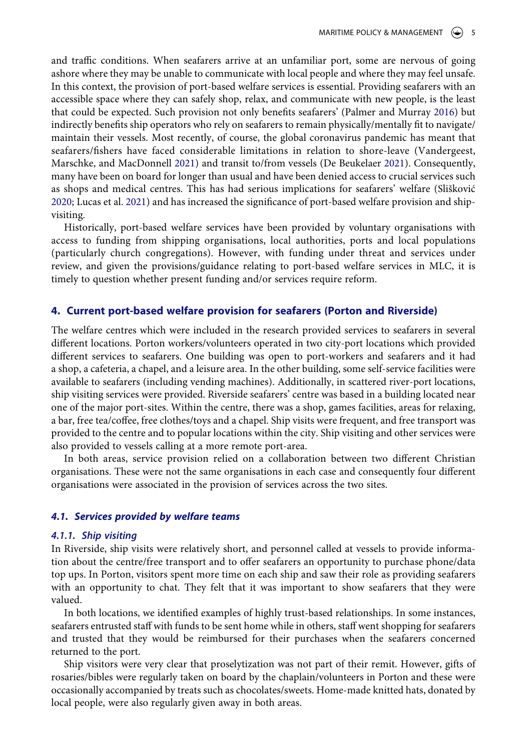and traffic conditions. When seafarers arrive at an unfamiliar port, some are nervous of going ashore where they may be unable to communicate with local people and where they may feel unsafe. In this context, the provision of port-based welfare services is essential. Providing seafarers with an accessible space where they can safely shop, relax, and communicate with new people, is the least that could be expected. Such provision not only benefits seafarers' (Palmer and Murray 2016) but indirectly benefits ship operators who rely on seafarers to remain physically/mentally fit to navigate/maintain their vessels. Most recently, of course, the global coronavirus pandemic has meant that seafarers/fishers have faced considerable limitations in relation to shore-leave (Vandergeest, Marschke, and MacDonnell 2021) and transit to/from vessels (De Beukelaer 2021). Consequently, many have been on board for longer than usual and have been denied access to crucial services such as shops and medical centres. This has had serious implications for seafarers' welfare (Slišković 2020; Lucas et al. 2021) and has increased the significance of port-based welfare provision and ship-visiting.

Historically, port-based welfare services have been provided by voluntary organisations with access to funding from shipping organisations, local authorities, ports and local populations (particularly church congregations). However, with funding under threat and services under review, and given the provisions/guidance relating to port-based welfare services in MLC, it is timely to question whether present funding and/or services require reform.

## 4. Current port-based welfare provision for seafarers (Porton and Riverside)

The welfare centres which were included in the research provided services to seafarers in several different locations. Porton workers/volunteers operated in two city-port locations which provided different services to seafarers. One building was open to port-workers and seafarers and it had a shop, a cafeteria, a chapel, and a leisure area. In the other building, some self-service facilities were available to seafarers (including vending machines). Additionally, in scattered river-port locations, ship visiting services were provided. Riverside seafarers' centre was based in a building located near one of the major port-sites. Within the centre, there was a shop, games facilities, areas for relaxing, a bar, free tea/coffee, free clothes/toys and a chapel. Ship visits were frequent, and free transport was provided to the centre and to popular locations within the city. Ship visiting and other services were also provided to vessels calling at a more remote port-area.

In both areas, service provision relied on a collaboration between two different Christian organisations. These were not the same organisations in each case and consequently four different organisations were associated in the provision of services across the two sites.

### *4.1. Services provided by welfare teams*

#### *4.1.1. Ship visiting*

In Riverside, ship visits were relatively short, and personnel called at vessels to provide information about the centre/free transport and to offer seafarers an opportunity to purchase phone/data top ups. In Porton, visitors spent more time on each ship and saw their role as providing seafarers with an opportunity to chat. They felt that it was important to show seafarers that they were valued.

In both locations, we identified examples of highly trust-based relationships. In some instances, seafarers entrusted staff with funds to be sent home while in others, staff went shopping for seafarers and trusted that they would be reimbursed for their purchases when the seafarers concerned returned to the port.

Ship visitors were very clear that proselytization was not part of their remit. However, gifts of rosaries/bibles were regularly taken on board by the chaplain/volunteers in Porton and these were occasionally accompanied by treats such as chocolates/sweets. Home-made knitted hats, donated by local people, were also regularly given away in both areas.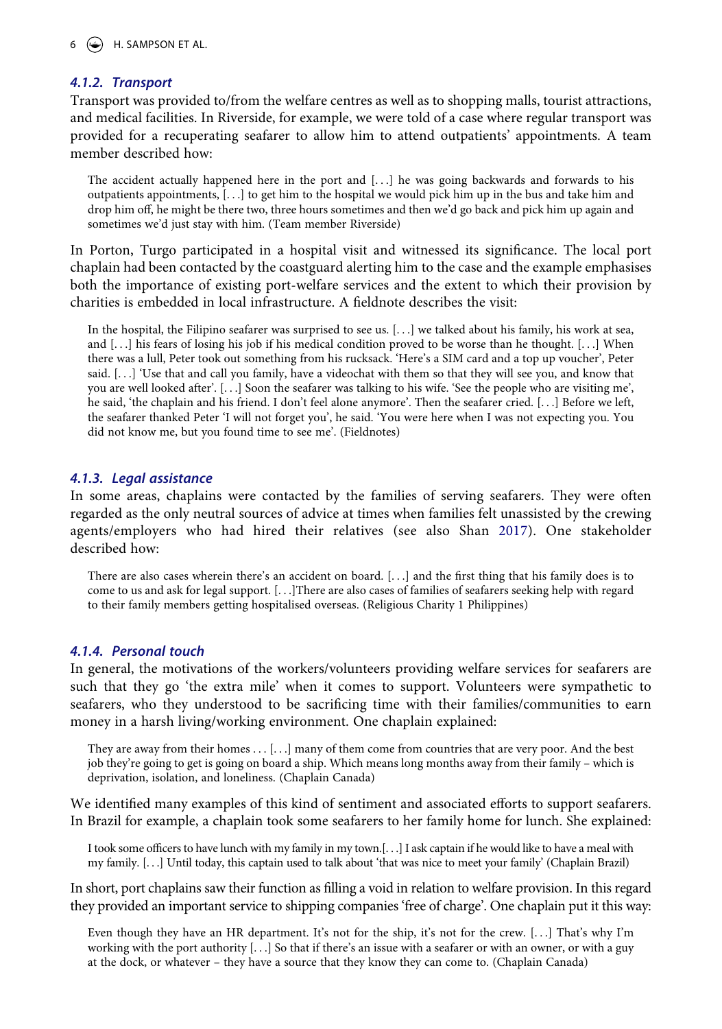#### *4.1.2. Transport*

Transport was provided to/from the welfare centres as well as to shopping malls, tourist attractions, and medical facilities. In Riverside, for example, we were told of a case where regular transport was provided for a recuperating seafarer to allow him to attend outpatients' appointments. A team member described how:

> The accident actually happened here in the port and [. . .] he was going backwards and forwards to his outpatients appointments, [. . .] to get him to the hospital we would pick him up in the bus and take him and drop him off, he might be there two, three hours sometimes and then we'd go back and pick him up again and sometimes we'd just stay with him. (Team member Riverside)

In Porton, Turgo participated in a hospital visit and witnessed its significance. The local port chaplain had been contacted by the coastguard alerting him to the case and the example emphasises both the importance of existing port-welfare services and the extent to which their provision by charities is embedded in local infrastructure. A fieldnote describes the visit:

> In the hospital, the Filipino seafarer was surprised to see us. [. . .] we talked about his family, his work at sea, and [. . .] his fears of losing his job if his medical condition proved to be worse than he thought. [. . .] When there was a lull, Peter took out something from his rucksack. 'Here's a SIM card and a top up voucher', Peter said. [. . .] 'Use that and call you family, have a videochat with them so that they will see you, and know that you are well looked after'. [. . .] Soon the seafarer was talking to his wife. 'See the people who are visiting me', he said, 'the chaplain and his friend. I don't feel alone anymore'. Then the seafarer cried. [. . .] Before we left, the seafarer thanked Peter 'I will not forget you', he said. 'You were here when I was not expecting you. You did not know me, but you found time to see me'. (Fieldnotes)

#### *4.1.3. Legal assistance*

In some areas, chaplains were contacted by the families of serving seafarers. They were often regarded as the only neutral sources of advice at times when families felt unassisted by the crewing agents/employers who had hired their relatives (see also Shan 2017). One stakeholder described how:

> There are also cases wherein there's an accident on board. [. . .] and the first thing that his family does is to come to us and ask for legal support. [. . .]There are also cases of families of seafarers seeking help with regard to their family members getting hospitalised overseas. (Religious Charity 1 Philippines)

#### *4.1.4. Personal touch*

In general, the motivations of the workers/volunteers providing welfare services for seafarers are such that they go 'the extra mile' when it comes to support. Volunteers were sympathetic to seafarers, who they understood to be sacrificing time with their families/communities to earn money in a harsh living/working environment. One chaplain explained:

> They are away from their homes . . . [. . .] many of them come from countries that are very poor. And the best job they're going to get is going on board a ship. Which means long months away from their family – which is deprivation, isolation, and loneliness. (Chaplain Canada)

We identified many examples of this kind of sentiment and associated efforts to support seafarers. In Brazil for example, a chaplain took some seafarers to her family home for lunch. She explained:

> I took some officers to have lunch with my family in my town.[. . .] I ask captain if he would like to have a meal with my family. [. . .] Until today, this captain used to talk about 'that was nice to meet your family' (Chaplain Brazil)

In short, port chaplains saw their function as filling a void in relation to welfare provision. In this regard they provided an important service to shipping companies 'free of charge'. One chaplain put it this way:

> Even though they have an HR department. It's not for the ship, it's not for the crew. [. . .] That's why I'm working with the port authority [. . .] So that if there's an issue with a seafarer or with an owner, or with a guy at the dock, or whatever – they have a source that they know they can come to. (Chaplain Canada)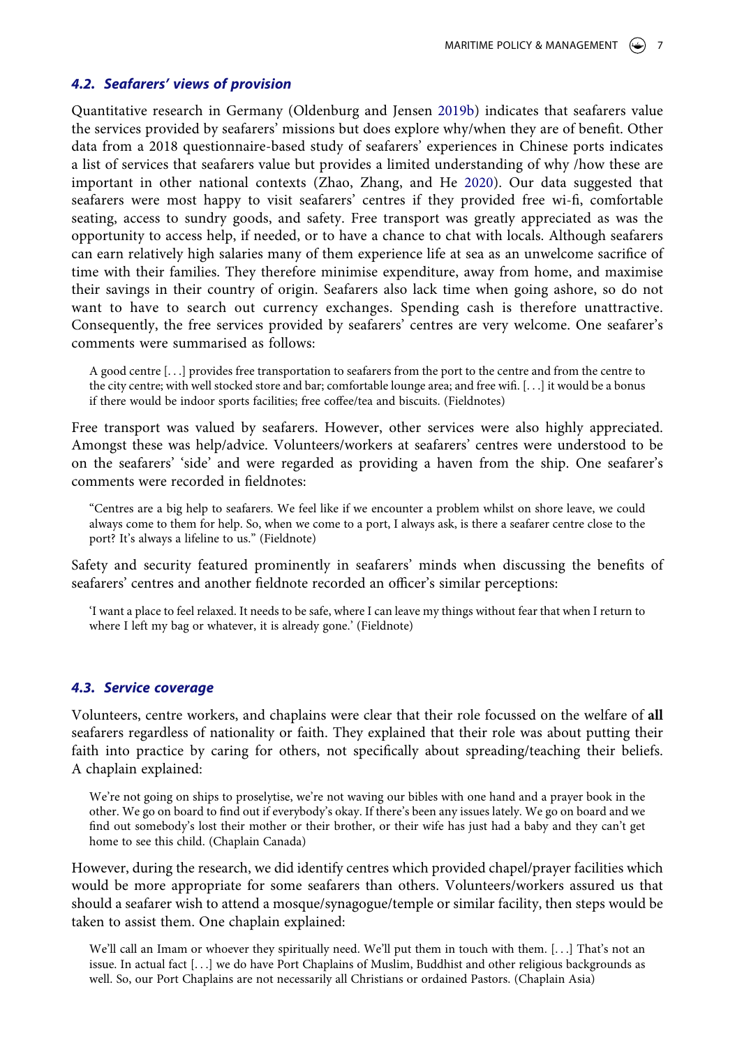### *4.2. Seafarers' views of provision*

Quantitative research in Germany (Oldenburg and Jensen 2019b) indicates that seafarers value the services provided by seafarers' missions but does explore why/when they are of benefit. Other data from a 2018 questionnaire-based study of seafarers' experiences in Chinese ports indicates a list of services that seafarers value but provides a limited understanding of why /how these are important in other national contexts (Zhao, Zhang, and He 2020). Our data suggested that seafarers were most happy to visit seafarers' centres if they provided free wi-fi, comfortable seating, access to sundry goods, and safety. Free transport was greatly appreciated as was the opportunity to access help, if needed, or to have a chance to chat with locals. Although seafarers can earn relatively high salaries many of them experience life at sea as an unwelcome sacrifice of time with their families. They therefore minimise expenditure, away from home, and maximise their savings in their country of origin. Seafarers also lack time when going ashore, so do not want to have to search out currency exchanges. Spending cash is therefore unattractive. Consequently, the free services provided by seafarers' centres are very welcome. One seafarer's comments were summarised as follows:

> A good centre [. . .] provides free transportation to seafarers from the port to the centre and from the centre to the city centre; with well stocked store and bar; comfortable lounge area; and free wifi. [. . .] it would be a bonus if there would be indoor sports facilities; free coffee/tea and biscuits. (Fieldnotes)

Free transport was valued by seafarers. However, other services were also highly appreciated. Amongst these was help/advice. Volunteers/workers at seafarers' centres were understood to be on the seafarers' 'side' and were regarded as providing a haven from the ship. One seafarer's comments were recorded in fieldnotes:

> "Centres are a big help to seafarers. We feel like if we encounter a problem whilst on shore leave, we could always come to them for help. So, when we come to a port, I always ask, is there a seafarer centre close to the port? It's always a lifeline to us." (Fieldnote)

Safety and security featured prominently in seafarers' minds when discussing the benefits of seafarers' centres and another fieldnote recorded an officer's similar perceptions:

> 'I want a place to feel relaxed. It needs to be safe, where I can leave my things without fear that when I return to where I left my bag or whatever, it is already gone.' (Fieldnote)

### *4.3. Service coverage*

Volunteers, centre workers, and chaplains were clear that their role focussed on the welfare of **all** seafarers regardless of nationality or faith. They explained that their role was about putting their faith into practice by caring for others, not specifically about spreading/teaching their beliefs. A chaplain explained:

> We're not going on ships to proselytise, we're not waving our bibles with one hand and a prayer book in the other. We go on board to find out if everybody's okay. If there's been any issues lately. We go on board and we find out somebody's lost their mother or their brother, or their wife has just had a baby and they can't get home to see this child. (Chaplain Canada)

However, during the research, we did identify centres which provided chapel/prayer facilities which would be more appropriate for some seafarers than others. Volunteers/workers assured us that should a seafarer wish to attend a mosque/synagogue/temple or similar facility, then steps would be taken to assist them. One chaplain explained:

> We'll call an Imam or whoever they spiritually need. We'll put them in touch with them. [. . .] That's not an issue. In actual fact [. . .] we do have Port Chaplains of Muslim, Buddhist and other religious backgrounds as well. So, our Port Chaplains are not necessarily all Christians or ordained Pastors. (Chaplain Asia)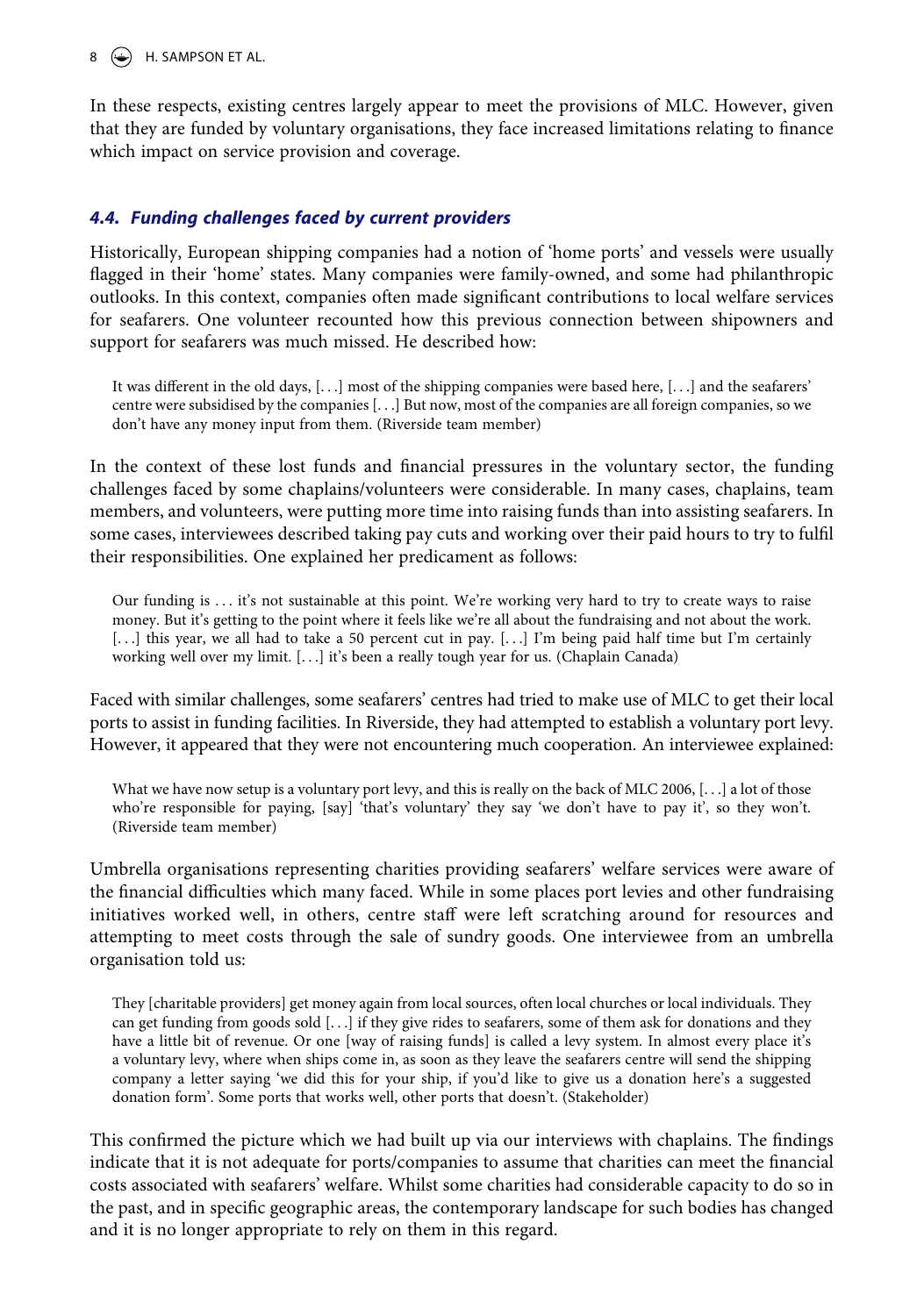In these respects, existing centres largely appear to meet the provisions of MLC. However, given that they are funded by voluntary organisations, they face increased limitations relating to finance which impact on service provision and coverage.

### *4.4. Funding challenges faced by current providers*

Historically, European shipping companies had a notion of 'home ports' and vessels were usually flagged in their 'home' states. Many companies were family-owned, and some had philanthropic outlooks. In this context, companies often made significant contributions to local welfare services for seafarers. One volunteer recounted how this previous connection between shipowners and support for seafarers was much missed. He described how:

> It was different in the old days, [. . .] most of the shipping companies were based here, [. . .] and the seafarers' centre were subsidised by the companies [. . .] But now, most of the companies are all foreign companies, so we don't have any money input from them. (Riverside team member)

In the context of these lost funds and financial pressures in the voluntary sector, the funding challenges faced by some chaplains/volunteers were considerable. In many cases, chaplains, team members, and volunteers, were putting more time into raising funds than into assisting seafarers. In some cases, interviewees described taking pay cuts and working over their paid hours to try to fulfil their responsibilities. One explained her predicament as follows:

> Our funding is . . . it's not sustainable at this point. We're working very hard to try to create ways to raise money. But it's getting to the point where it feels like we're all about the fundraising and not about the work. [. . .] this year, we all had to take a 50 percent cut in pay. [. . .] I'm being paid half time but I'm certainly working well over my limit. [. . .] it's been a really tough year for us. (Chaplain Canada)

Faced with similar challenges, some seafarers' centres had tried to make use of MLC to get their local ports to assist in funding facilities. In Riverside, they had attempted to establish a voluntary port levy. However, it appeared that they were not encountering much cooperation. An interviewee explained:

> What we have now setup is a voluntary port levy, and this is really on the back of MLC 2006, [. . .] a lot of those who're responsible for paying, [say] 'that's voluntary' they say 'we don't have to pay it', so they won't. (Riverside team member)

Umbrella organisations representing charities providing seafarers' welfare services were aware of the financial difficulties which many faced. While in some places port levies and other fundraising initiatives worked well, in others, centre staff were left scratching around for resources and attempting to meet costs through the sale of sundry goods. One interviewee from an umbrella organisation told us:

> They [charitable providers] get money again from local sources, often local churches or local individuals. They can get funding from goods sold [. . .] if they give rides to seafarers, some of them ask for donations and they have a little bit of revenue. Or one [way of raising funds] is called a levy system. In almost every place it's a voluntary levy, where when ships come in, as soon as they leave the seafarers centre will send the shipping company a letter saying 'we did this for your ship, if you'd like to give us a donation here's a suggested donation form'. Some ports that works well, other ports that doesn't. (Stakeholder)

This confirmed the picture which we had built up via our interviews with chaplains. The findings indicate that it is not adequate for ports/companies to assume that charities can meet the financial costs associated with seafarers' welfare. Whilst some charities had considerable capacity to do so in the past, and in specific geographic areas, the contemporary landscape for such bodies has changed and it is no longer appropriate to rely on them in this regard.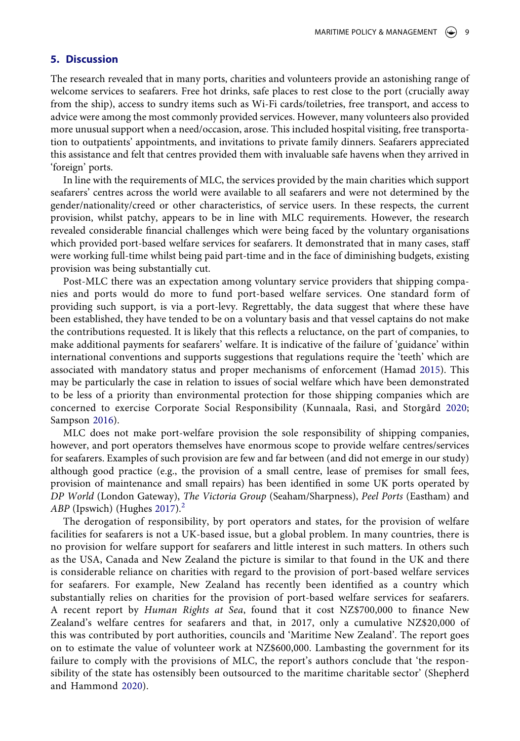## 5. Discussion

The research revealed that in many ports, charities and volunteers provide an astonishing range of welcome services to seafarers. Free hot drinks, safe places to rest close to the port (crucially away from the ship), access to sundry items such as Wi-Fi cards/toiletries, free transport, and access to advice were among the most commonly provided services. However, many volunteers also provided more unusual support when a need/occasion, arose. This included hospital visiting, free transportation to outpatients' appointments, and invitations to private family dinners. Seafarers appreciated this assistance and felt that centres provided them with invaluable safe havens when they arrived in 'foreign' ports.

In line with the requirements of MLC, the services provided by the main charities which support seafarers' centres across the world were available to all seafarers and were not determined by the gender/nationality/creed or other characteristics, of service users. In these respects, the current provision, whilst patchy, appears to be in line with MLC requirements. However, the research revealed considerable financial challenges which were being faced by the voluntary organisations which provided port-based welfare services for seafarers. It demonstrated that in many cases, staff were working full-time whilst being paid part-time and in the face of diminishing budgets, existing provision was being substantially cut.

Post-MLC there was an expectation among voluntary service providers that shipping companies and ports would do more to fund port-based welfare services. One standard form of providing such support, is via a port-levy. Regrettably, the data suggest that where these have been established, they have tended to be on a voluntary basis and that vessel captains do not make the contributions requested. It is likely that this reflects a reluctance, on the part of companies, to make additional payments for seafarers' welfare. It is indicative of the failure of 'guidance' within international conventions and supports suggestions that regulations require the 'teeth' which are associated with mandatory status and proper mechanisms of enforcement (Hamad 2015). This may be particularly the case in relation to issues of social welfare which have been demonstrated to be less of a priority than environmental protection for those shipping companies which are concerned to exercise Corporate Social Responsibility (Kunnaala, Rasi, and Storgård 2020; Sampson 2016).

MLC does not make port-welfare provision the sole responsibility of shipping companies, however, and port operators themselves have enormous scope to provide welfare centres/services for seafarers. Examples of such provision are few and far between (and did not emerge in our study) although good practice (e.g., the provision of a small centre, lease of premises for small fees, provision of maintenance and small repairs) has been identified in some UK ports operated by *DP World* (London Gateway), *The Victoria Group* (Seaham/Sharpness), *Peel Ports* (Eastham) and *ABP* (Ipswich) (Hughes 2017).[2]

The derogation of responsibility, by port operators and states, for the provision of welfare facilities for seafarers is not a UK-based issue, but a global problem. In many countries, there is no provision for welfare support for seafarers and little interest in such matters. In others such as the USA, Canada and New Zealand the picture is similar to that found in the UK and there is considerable reliance on charities with regard to the provision of port-based welfare services for seafarers. For example, New Zealand has recently been identified as a country which substantially relies on charities for the provision of port-based welfare services for seafarers. A recent report by *Human Rights at Sea*, found that it cost NZ$700,000 to finance New Zealand's welfare centres for seafarers and that, in 2017, only a cumulative NZ$20,000 of this was contributed by port authorities, councils and 'Maritime New Zealand'. The report goes on to estimate the value of volunteer work at NZ$600,000. Lambasting the government for its failure to comply with the provisions of MLC, the report's authors conclude that 'the responsibility of the state has ostensibly been outsourced to the maritime charitable sector' (Shepherd and Hammond 2020).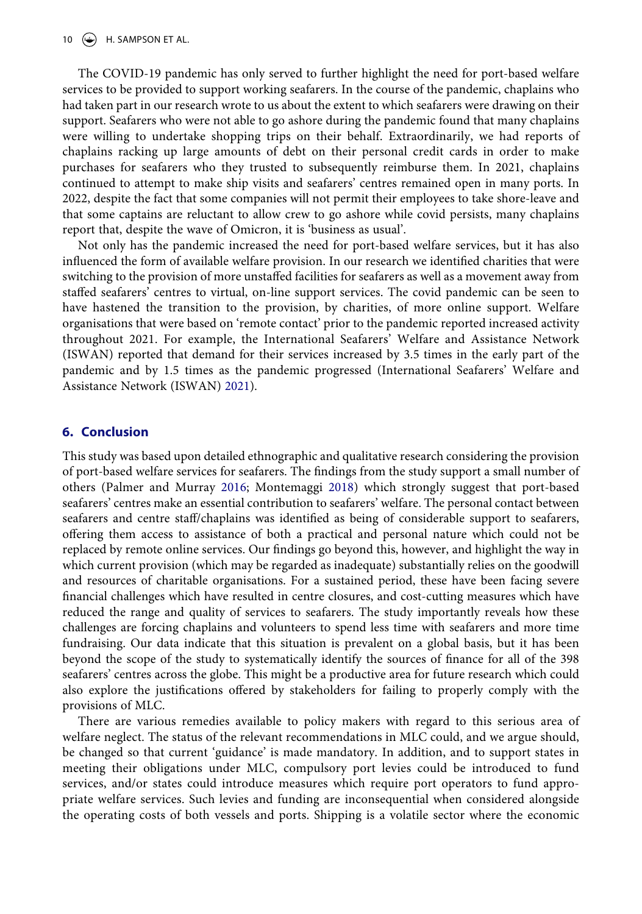The COVID-19 pandemic has only served to further highlight the need for port-based welfare services to be provided to support working seafarers. In the course of the pandemic, chaplains who had taken part in our research wrote to us about the extent to which seafarers were drawing on their support. Seafarers who were not able to go ashore during the pandemic found that many chaplains were willing to undertake shopping trips on their behalf. Extraordinarily, we had reports of chaplains racking up large amounts of debt on their personal credit cards in order to make purchases for seafarers who they trusted to subsequently reimburse them. In 2021, chaplains continued to attempt to make ship visits and seafarers' centres remained open in many ports. In 2022, despite the fact that some companies will not permit their employees to take shore-leave and that some captains are reluctant to allow crew to go ashore while covid persists, many chaplains report that, despite the wave of Omicron, it is 'business as usual'.

Not only has the pandemic increased the need for port-based welfare services, but it has also influenced the form of available welfare provision. In our research we identified charities that were switching to the provision of more unstaffed facilities for seafarers as well as a movement away from staffed seafarers' centres to virtual, on-line support services. The covid pandemic can be seen to have hastened the transition to the provision, by charities, of more online support. Welfare organisations that were based on 'remote contact' prior to the pandemic reported increased activity throughout 2021. For example, the International Seafarers' Welfare and Assistance Network (ISWAN) reported that demand for their services increased by 3.5 times in the early part of the pandemic and by 1.5 times as the pandemic progressed (International Seafarers' Welfare and Assistance Network (ISWAN) 2021).

## 6. Conclusion

This study was based upon detailed ethnographic and qualitative research considering the provision of port-based welfare services for seafarers. The findings from the study support a small number of others (Palmer and Murray 2016; Montemaggi 2018) which strongly suggest that port-based seafarers' centres make an essential contribution to seafarers' welfare. The personal contact between seafarers and centre staff/chaplains was identified as being of considerable support to seafarers, offering them access to assistance of both a practical and personal nature which could not be replaced by remote online services. Our findings go beyond this, however, and highlight the way in which current provision (which may be regarded as inadequate) substantially relies on the goodwill and resources of charitable organisations. For a sustained period, these have been facing severe financial challenges which have resulted in centre closures, and cost-cutting measures which have reduced the range and quality of services to seafarers. The study importantly reveals how these challenges are forcing chaplains and volunteers to spend less time with seafarers and more time fundraising. Our data indicate that this situation is prevalent on a global basis, but it has been beyond the scope of the study to systematically identify the sources of finance for all of the 398 seafarers' centres across the globe. This might be a productive area for future research which could also explore the justifications offered by stakeholders for failing to properly comply with the provisions of MLC.

There are various remedies available to policy makers with regard to this serious area of welfare neglect. The status of the relevant recommendations in MLC could, and we argue should, be changed so that current 'guidance' is made mandatory. In addition, and to support states in meeting their obligations under MLC, compulsory port levies could be introduced to fund services, and/or states could introduce measures which require port operators to fund appropriate welfare services. Such levies and funding are inconsequential when considered alongside the operating costs of both vessels and ports. Shipping is a volatile sector where the economic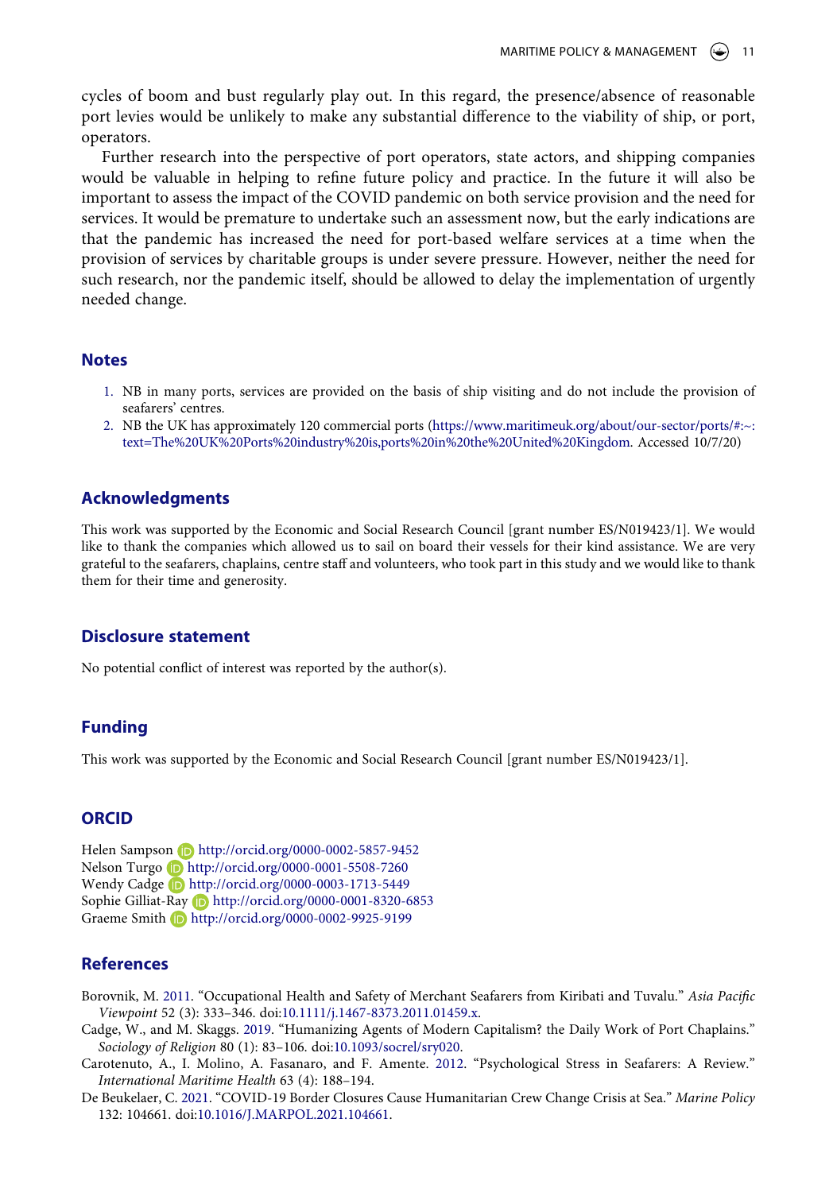cycles of boom and bust regularly play out. In this regard, the presence/absence of reasonable port levies would be unlikely to make any substantial difference to the viability of ship, or port, operators.

Further research into the perspective of port operators, state actors, and shipping companies would be valuable in helping to refine future policy and practice. In the future it will also be important to assess the impact of the COVID pandemic on both service provision and the need for services. It would be premature to undertake such an assessment now, but the early indications are that the pandemic has increased the need for port-based welfare services at a time when the provision of services by charitable groups is under severe pressure. However, neither the need for such research, nor the pandemic itself, should be allowed to delay the implementation of urgently needed change.

## Notes

1. NB in many ports, services are provided on the basis of ship visiting and do not include the provision of seafarers' centres.
2. NB the UK has approximately 120 commercial ports (https://www.maritimeuk.org/about/our-sector/ports/#:~:text=The%20UK%20Ports%20industry%20is,ports%20in%20the%20United%20Kingdom. Accessed 10/7/20)

## Acknowledgments

This work was supported by the Economic and Social Research Council [grant number ES/N019423/1]. We would like to thank the companies which allowed us to sail on board their vessels for their kind assistance. We are very grateful to the seafarers, chaplains, centre staff and volunteers, who took part in this study and we would like to thank them for their time and generosity.

## Disclosure statement

No potential conflict of interest was reported by the author(s).

## Funding

This work was supported by the Economic and Social Research Council [grant number ES/N019423/1].

## ORCID

Helen Sampson http://orcid.org/0000-0002-5857-9452
Nelson Turgo http://orcid.org/0000-0001-5508-7260
Wendy Cadge http://orcid.org/0000-0003-1713-5449
Sophie Gilliat-Ray http://orcid.org/0000-0001-8320-6853
Graeme Smith http://orcid.org/0000-0002-9925-9199

## References

Borovnik, M. 2011. "Occupational Health and Safety of Merchant Seafarers from Kiribati and Tuvalu." *Asia Pacific Viewpoint* 52 (3): 333–346. doi:10.1111/j.1467-8373.2011.01459.x.

Cadge, W., and M. Skaggs. 2019. "Humanizing Agents of Modern Capitalism? the Daily Work of Port Chaplains." *Sociology of Religion* 80 (1): 83–106. doi:10.1093/socrel/sry020.

Carotenuto, A., I. Molino, A. Fasanaro, and F. Amente. 2012. "Psychological Stress in Seafarers: A Review." *International Maritime Health* 63 (4): 188–194.

De Beukelaer, C. 2021. "COVID-19 Border Closures Cause Humanitarian Crew Change Crisis at Sea." *Marine Policy* 132: 104661. doi:10.1016/J.MARPOL.2021.104661.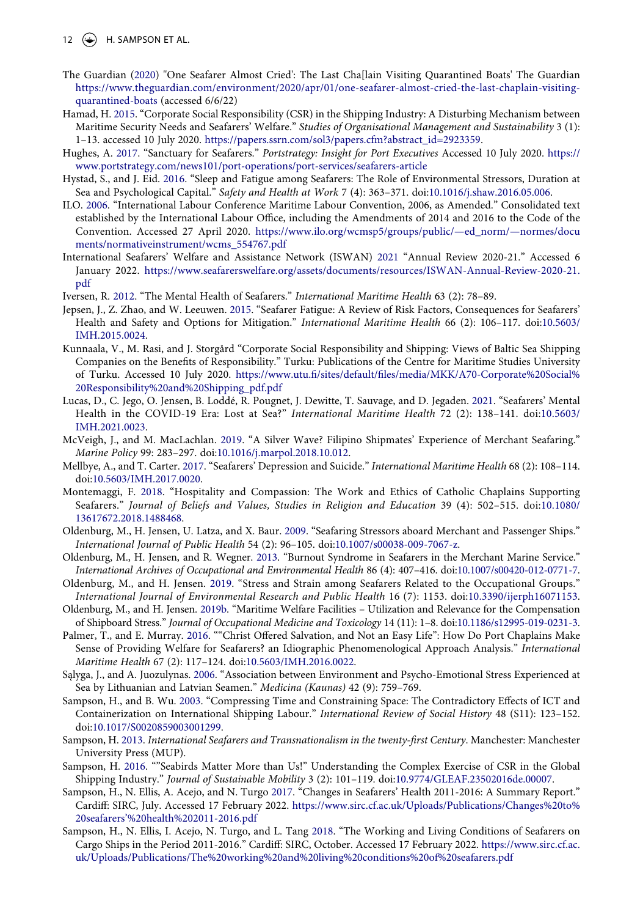The Guardian (2020) "'One Seafarer Almost Cried': The Last Cha[lain Visiting Quarantined Boats' The Guardian https://www.theguardian.com/environment/2020/apr/01/one-seafarer-almost-cried-the-last-chaplain-visiting-quarantined-boats (accessed 6/6/22)

Hamad, H. 2015. "Corporate Social Responsibility (CSR) in the Shipping Industry: A Disturbing Mechanism between Maritime Security Needs and Seafarers' Welfare." *Studies of Organisational Management and Sustainability* 3 (1): 1–13. accessed 10 July 2020. https://papers.ssrn.com/sol3/papers.cfm?abstract_id=2923359.

Hughes, A. 2017. "Sanctuary for Seafarers." *Portstrategy: Insight for Port Executives* Accessed 10 July 2020. https://www.portstrategy.com/news101/port-operations/port-services/seafarers-article

Hystad, S., and J. Eid. 2016. "Sleep and Fatigue among Seafarers: The Role of Environmental Stressors, Duration at Sea and Psychological Capital." *Safety and Health at Work* 7 (4): 363–371. doi:10.1016/j.shaw.2016.05.006.

ILO. 2006. "International Labour Conference Maritime Labour Convention, 2006, as Amended." Consolidated text established by the International Labour Office, including the Amendments of 2014 and 2016 to the Code of the Convention. Accessed 27 April 2020. https://www.ilo.org/wcmsp5/groups/public/—ed_norm/—normes/documents/normativeinstrument/wcms_554767.pdf

International Seafarers' Welfare and Assistance Network (ISWAN) 2021 "Annual Review 2020-21." Accessed 6 January 2022. https://www.seafarerswelfare.org/assets/documents/resources/ISWAN-Annual-Review-2020-21.pdf

Iversen, R. 2012. "The Mental Health of Seafarers." *International Maritime Health* 63 (2): 78–89.

Jepsen, J., Z. Zhao, and W. Leeuwen. 2015. "Seafarer Fatigue: A Review of Risk Factors, Consequences for Seafarers' Health and Safety and Options for Mitigation." *International Maritime Health* 66 (2): 106–117. doi:10.5603/IMH.2015.0024.

Kunnaala, V., M. Rasi, and J. Storgård "Corporate Social Responsibility and Shipping: Views of Baltic Sea Shipping Companies on the Benefits of Responsibility." Turku: Publications of the Centre for Maritime Studies University of Turku. Accessed 10 July 2020. https://www.utu.fi/sites/default/files/media/MKK/A70-Corporate%20Social%20Responsibility%20and%20Shipping_pdf.pdf

Lucas, D., C. Jego, O. Jensen, B. Loddé, R. Pougnet, J. Dewitte, T. Sauvage, and D. Jegaden. 2021. "Seafarers' Mental Health in the COVID-19 Era: Lost at Sea?" *International Maritime Health* 72 (2): 138–141. doi:10.5603/IMH.2021.0023.

McVeigh, J., and M. MacLachlan. 2019. "A Silver Wave? Filipino Shipmates' Experience of Merchant Seafaring." *Marine Policy* 99: 283–297. doi:10.1016/j.marpol.2018.10.012.

Mellbye, A., and T. Carter. 2017. "Seafarers' Depression and Suicide." *International Maritime Health* 68 (2): 108–114. doi:10.5603/IMH.2017.0020.

Montemaggi, F. 2018. "Hospitality and Compassion: The Work and Ethics of Catholic Chaplains Supporting Seafarers." *Journal of Beliefs and Values, Studies in Religion and Education* 39 (4): 502–515. doi:10.1080/13617672.2018.1488468.

Oldenburg, M., H. Jensen, U. Latza, and X. Baur. 2009. "Seafaring Stressors aboard Merchant and Passenger Ships." *International Journal of Public Health* 54 (2): 96–105. doi:10.1007/s00038-009-7067-z.

Oldenburg, M., H. Jensen, and R. Wegner. 2013. "Burnout Syndrome in Seafarers in the Merchant Marine Service." *International Archives of Occupational and Environmental Health* 86 (4): 407–416. doi:10.1007/s00420-012-0771-7.

Oldenburg, M., and H. Jensen. 2019. "Stress and Strain among Seafarers Related to the Occupational Groups." *International Journal of Environmental Research and Public Health* 16 (7): 1153. doi:10.3390/ijerph16071153.

Oldenburg, M., and H. Jensen. 2019b. "Maritime Welfare Facilities – Utilization and Relevance for the Compensation of Shipboard Stress." *Journal of Occupational Medicine and Toxicology* 14 (11): 1–8. doi:10.1186/s12995-019-0231-3.

Palmer, T., and E. Murray. 2016. ""Christ Offered Salvation, and Not an Easy Life": How Do Port Chaplains Make Sense of Providing Welfare for Seafarers? an Idiographic Phenomenological Approach Analysis." *International Maritime Health* 67 (2): 117–124. doi:10.5603/IMH.2016.0022.

Sąlyga, J., and A. Juozulynas. 2006. "Association between Environment and Psycho-Emotional Stress Experienced at Sea by Lithuanian and Latvian Seamen." *Medicina (Kaunas)* 42 (9): 759–769.

Sampson, H., and B. Wu. 2003. "Compressing Time and Constraining Space: The Contradictory Effects of ICT and Containerization on International Shipping Labour." *International Review of Social History* 48 (S11): 123–152. doi:10.1017/S0020859003001299.

Sampson, H. 2013. *International Seafarers and Transnationalism in the twenty-first Century*. Manchester: Manchester University Press (MUP).

Sampson, H. 2016. ""Seabirds Matter More than Us!" Understanding the Complex Exercise of CSR in the Global Shipping Industry." *Journal of Sustainable Mobility* 3 (2): 101–119. doi:10.9774/GLEAF.23502016de.00007.

Sampson, H., N. Ellis, A. Acejo, and N. Turgo 2017. "Changes in Seafarers' Health 2011-2016: A Summary Report." Cardiff: SIRC, July. Accessed 17 February 2022. https://www.sirc.cf.ac.uk/Uploads/Publications/Changes%20to%20seafarers'%20health%202011-2016.pdf

Sampson, H., N. Ellis, I. Acejo, N. Turgo, and L. Tang 2018. "The Working and Living Conditions of Seafarers on Cargo Ships in the Period 2011-2016." Cardiff: SIRC, October. Accessed 17 February 2022. https://www.sirc.cf.ac.uk/Uploads/Publications/The%20working%20and%20living%20conditions%20of%20seafarers.pdf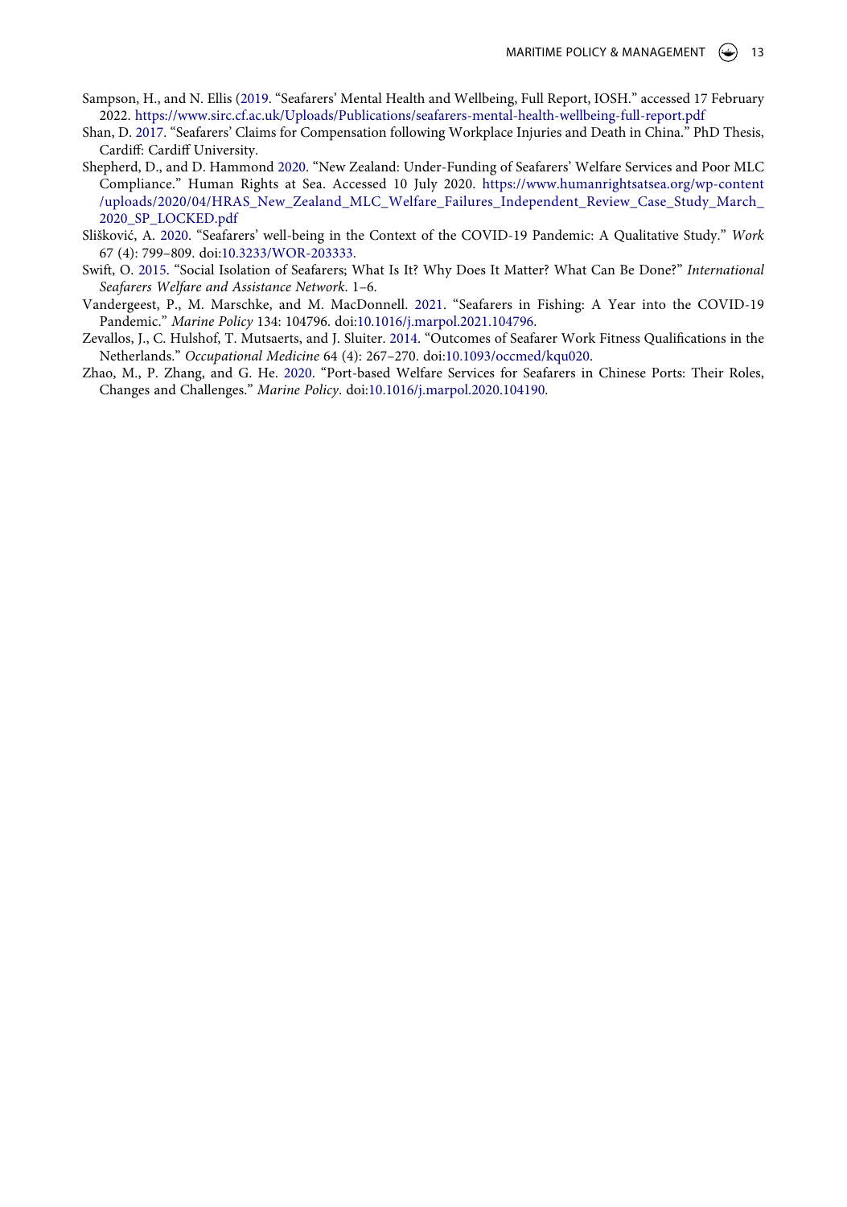Sampson, H., and N. Ellis (2019. "Seafarers' Mental Health and Wellbeing, Full Report, IOSH." accessed 17 February 2022. https://www.sirc.cf.ac.uk/Uploads/Publications/seafarers-mental-health-wellbeing-full-report.pdf

Shan, D. 2017. "Seafarers' Claims for Compensation following Workplace Injuries and Death in China." PhD Thesis, Cardiff: Cardiff University.

Shepherd, D., and D. Hammond 2020. "New Zealand: Under-Funding of Seafarers' Welfare Services and Poor MLC Compliance." Human Rights at Sea. Accessed 10 July 2020. https://www.humanrightsatsea.org/wp-content/uploads/2020/04/HRAS_New_Zealand_MLC_Welfare_Failures_Independent_Review_Case_Study_March_2020_SP_LOCKED.pdf

Slišković, A. 2020. "Seafarers' well-being in the Context of the COVID-19 Pandemic: A Qualitative Study." *Work* 67 (4): 799–809. doi:10.3233/WOR-203333.

Swift, O. 2015. "Social Isolation of Seafarers; What Is It? Why Does It Matter? What Can Be Done?" *International Seafarers Welfare and Assistance Network*. 1–6.

Vandergeest, P., M. Marschke, and M. MacDonnell. 2021. "Seafarers in Fishing: A Year into the COVID-19 Pandemic." *Marine Policy* 134: 104796. doi:10.1016/j.marpol.2021.104796.

Zevallos, J., C. Hulshof, T. Mutsaerts, and J. Sluiter. 2014. "Outcomes of Seafarer Work Fitness Qualifications in the Netherlands." *Occupational Medicine* 64 (4): 267–270. doi:10.1093/occmed/kqu020.

Zhao, M., P. Zhang, and G. He. 2020. "Port-based Welfare Services for Seafarers in Chinese Ports: Their Roles, Changes and Challenges." *Marine Policy*. doi:10.1016/j.marpol.2020.104190.